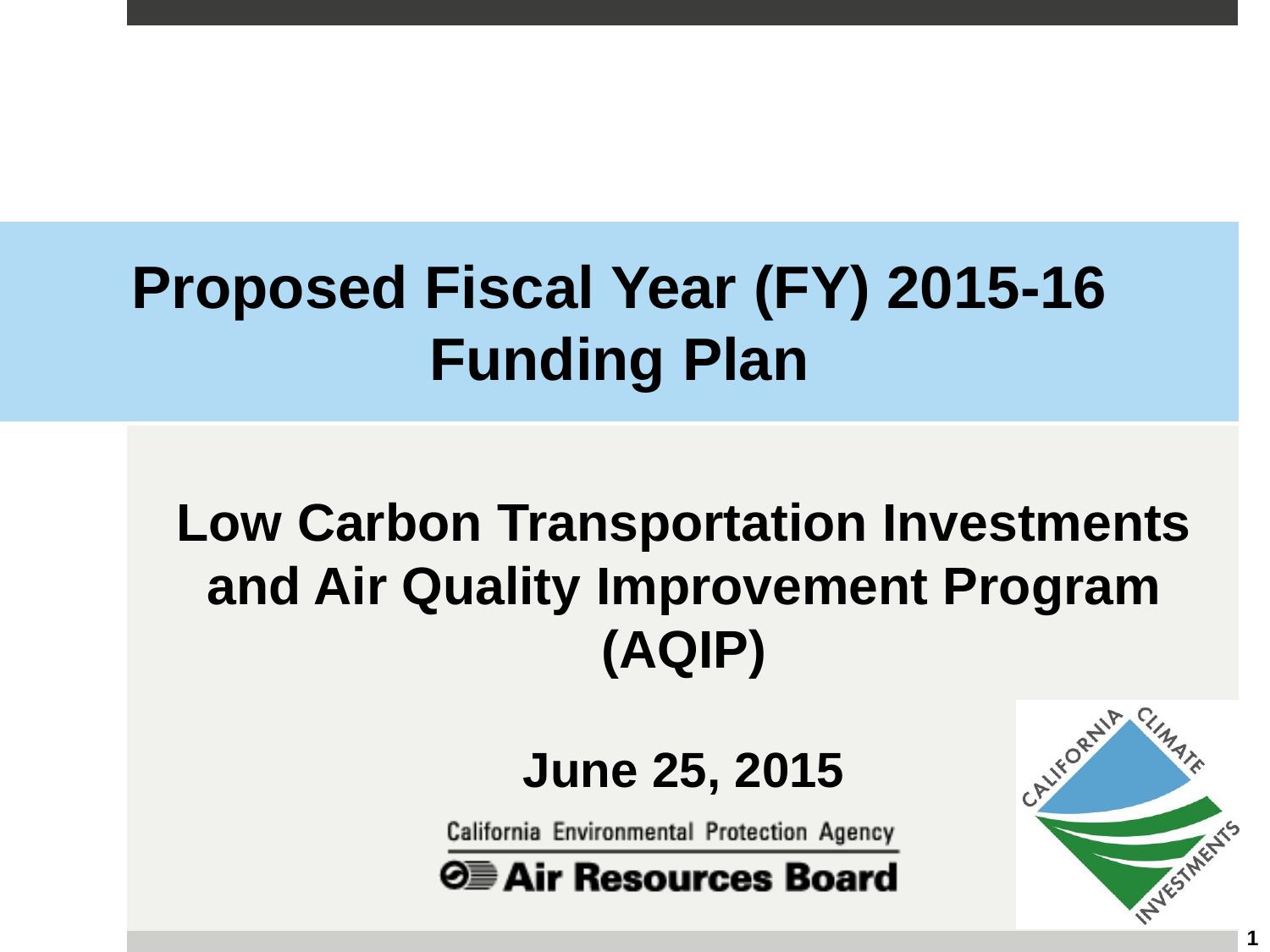# Proposed Fiscal Year (FY) 2015-16 Funding Plan

## Low Carbon Transportation Investments and Air Quality Improvement Program (AQIP)

**June 25, 2015**

California Environmental Protection Agency

**Air Resources Board**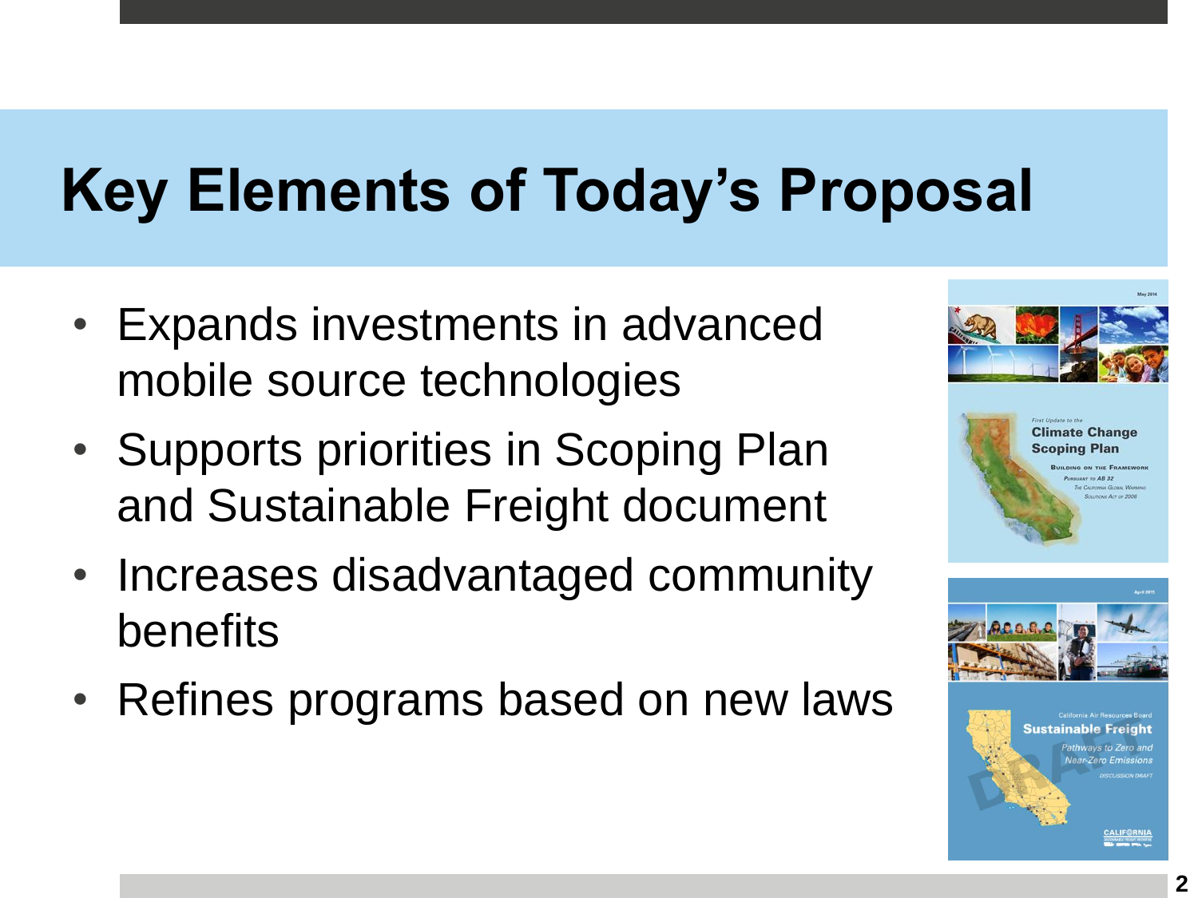# Key Elements of Today's Proposal

- Expands investments in advanced mobile source technologies
- Supports priorities in Scoping Plan and Sustainable Freight document
- Increases disadvantaged community benefits
- Refines programs based on new laws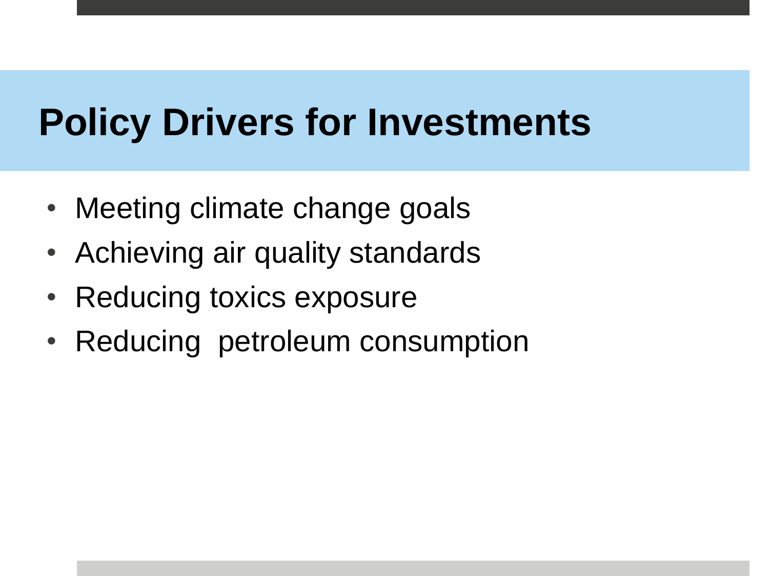# Policy Drivers for Investments

- Meeting climate change goals
- Achieving air quality standards
- Reducing toxics exposure
- Reducing  petroleum consumption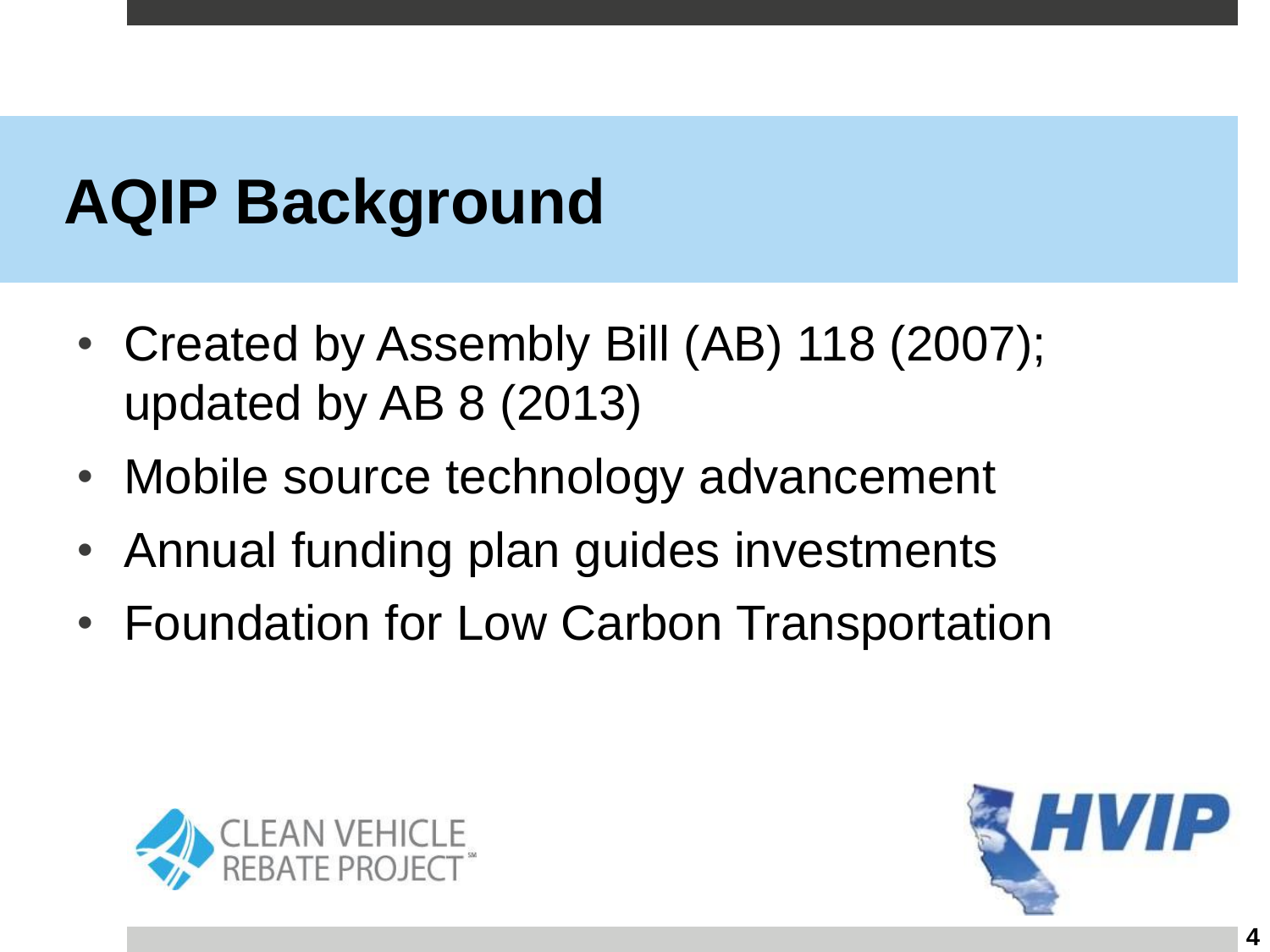# AQIP Background

- Created by Assembly Bill (AB) 118 (2007); updated by AB 8 (2013)
- Mobile source technology advancement
- Annual funding plan guides investments
- Foundation for Low Carbon Transportation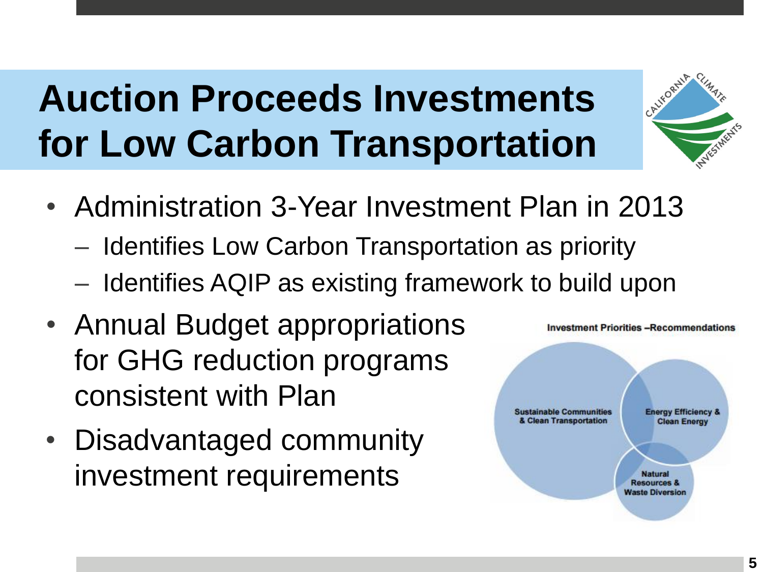# Auction Proceeds Investments for Low Carbon Transportation

- Administration 3-Year Investment Plan in 2013
  - Identifies Low Carbon Transportation as priority
  - Identifies AQIP as existing framework to build upon
- Annual Budget appropriations for GHG reduction programs consistent with Plan
- Disadvantaged community investment requirements

Investment Priorities –Recommendations

Sustainable Communities & Clean Transportation

Energy Efficiency & Clean Energy

Natural Resources & Waste Diversion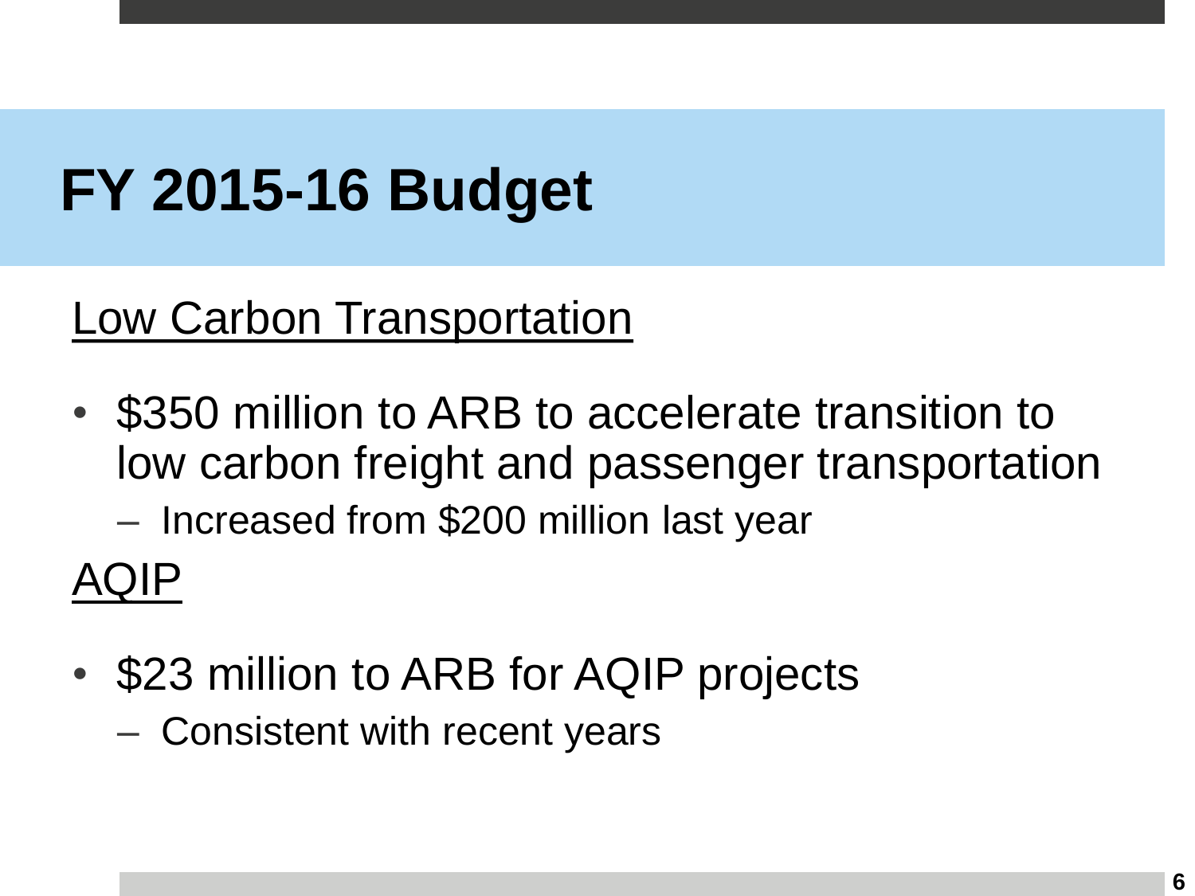# FY 2015-16 Budget

Low Carbon Transportation

- $350 million to ARB to accelerate transition to low carbon freight and passenger transportation
  - Increased from $200 million last year

AQIP

- $23 million to ARB for AQIP projects
  - Consistent with recent years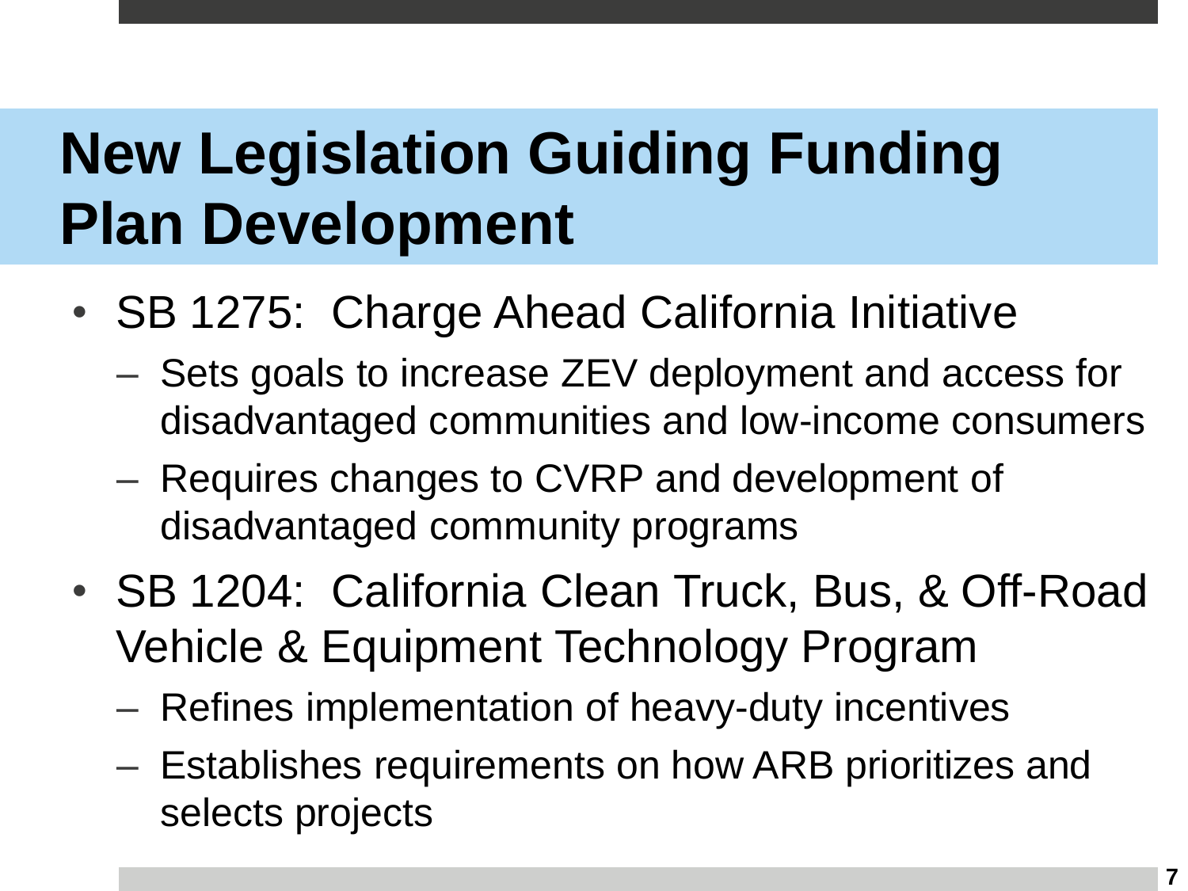# New Legislation Guiding Funding Plan Development

- SB 1275: Charge Ahead California Initiative
  - Sets goals to increase ZEV deployment and access for disadvantaged communities and low-income consumers
  - Requires changes to CVRP and development of disadvantaged community programs
- SB 1204: California Clean Truck, Bus, & Off-Road Vehicle & Equipment Technology Program
  - Refines implementation of heavy-duty incentives
  - Establishes requirements on how ARB prioritizes and selects projects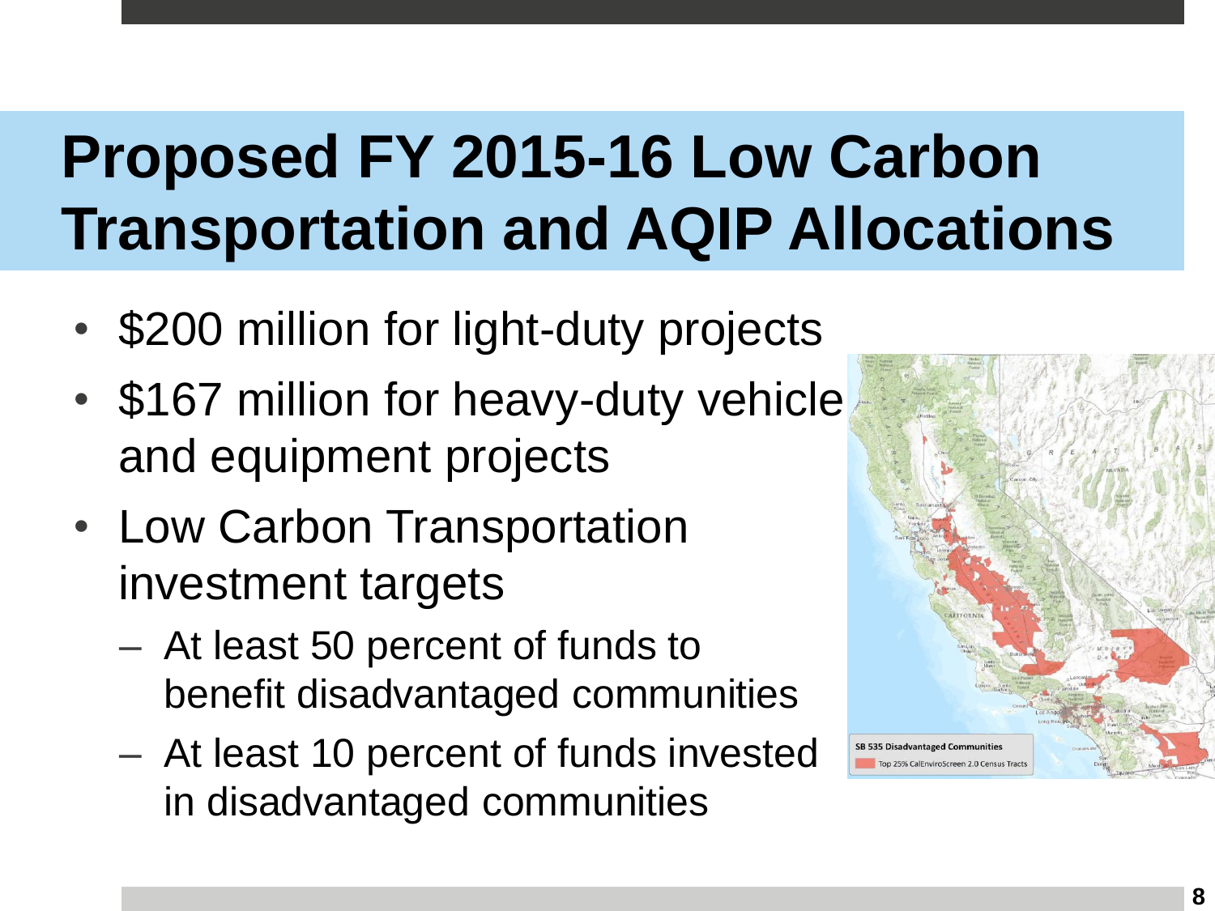# Proposed FY 2015-16 Low Carbon Transportation and AQIP Allocations

- $200 million for light-duty projects
- $167 million for heavy-duty vehicle and equipment projects
- Low Carbon Transportation investment targets
  - At least 50 percent of funds to benefit disadvantaged communities
  - At least 10 percent of funds invested in disadvantaged communities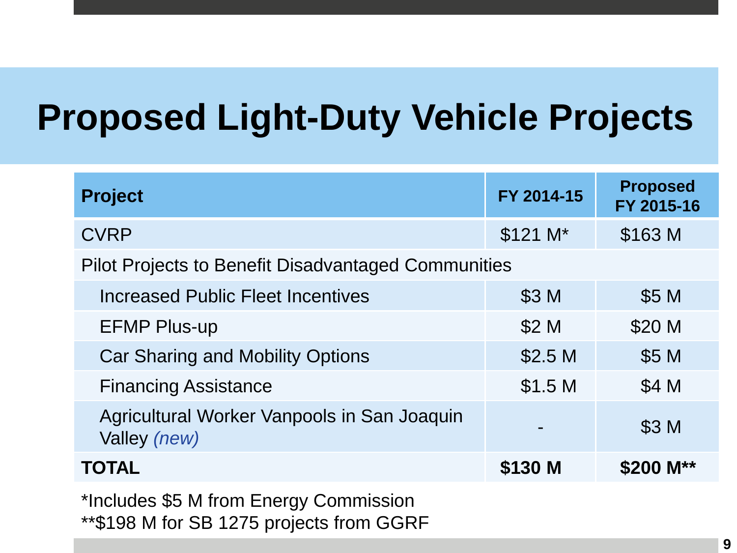# Proposed Light-Duty Vehicle Projects

| Project | FY 2014-15 | Proposed FY 2015-16 |
|---|---|---|
| CVRP | $121 M* | $163 M |
| Pilot Projects to Benefit Disadvantaged Communities | | |
| Increased Public Fleet Incentives | $3 M | $5 M |
| EFMP Plus-up | $2 M | $20 M |
| Car Sharing and Mobility Options | $2.5 M | $5 M |
| Financing Assistance | $1.5 M | $4 M |
| Agricultural Worker Vanpools in San Joaquin Valley *(new)* | - | $3 M |
| **TOTAL** | **$130 M** | **$200 M**** |

*Includes $5 M from Energy Commission

**$198 M for SB 1275 projects from GGRF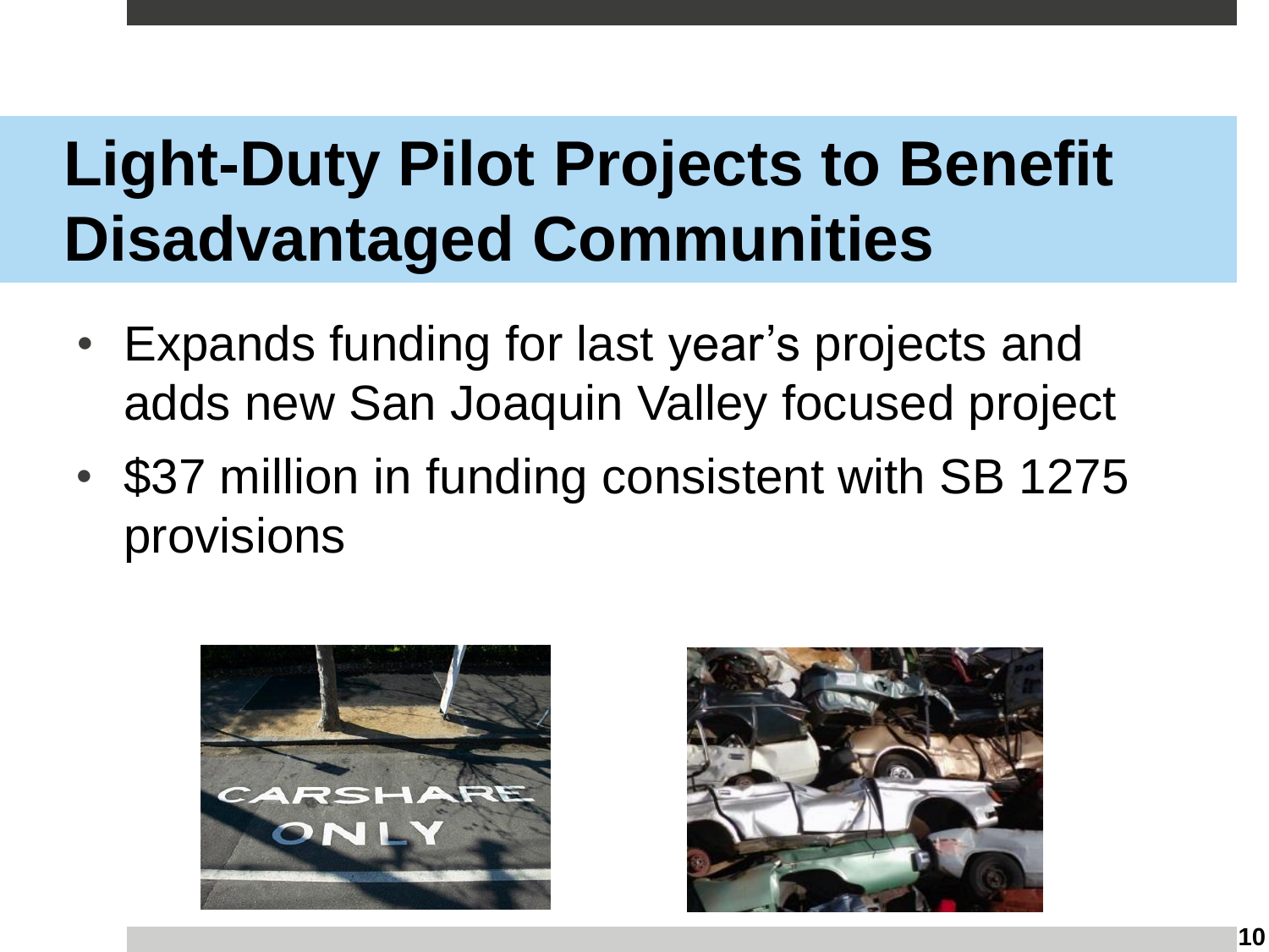# Light-Duty Pilot Projects to Benefit Disadvantaged Communities

- Expands funding for last year's projects and adds new San Joaquin Valley focused project
- $37 million in funding consistent with SB 1275 provisions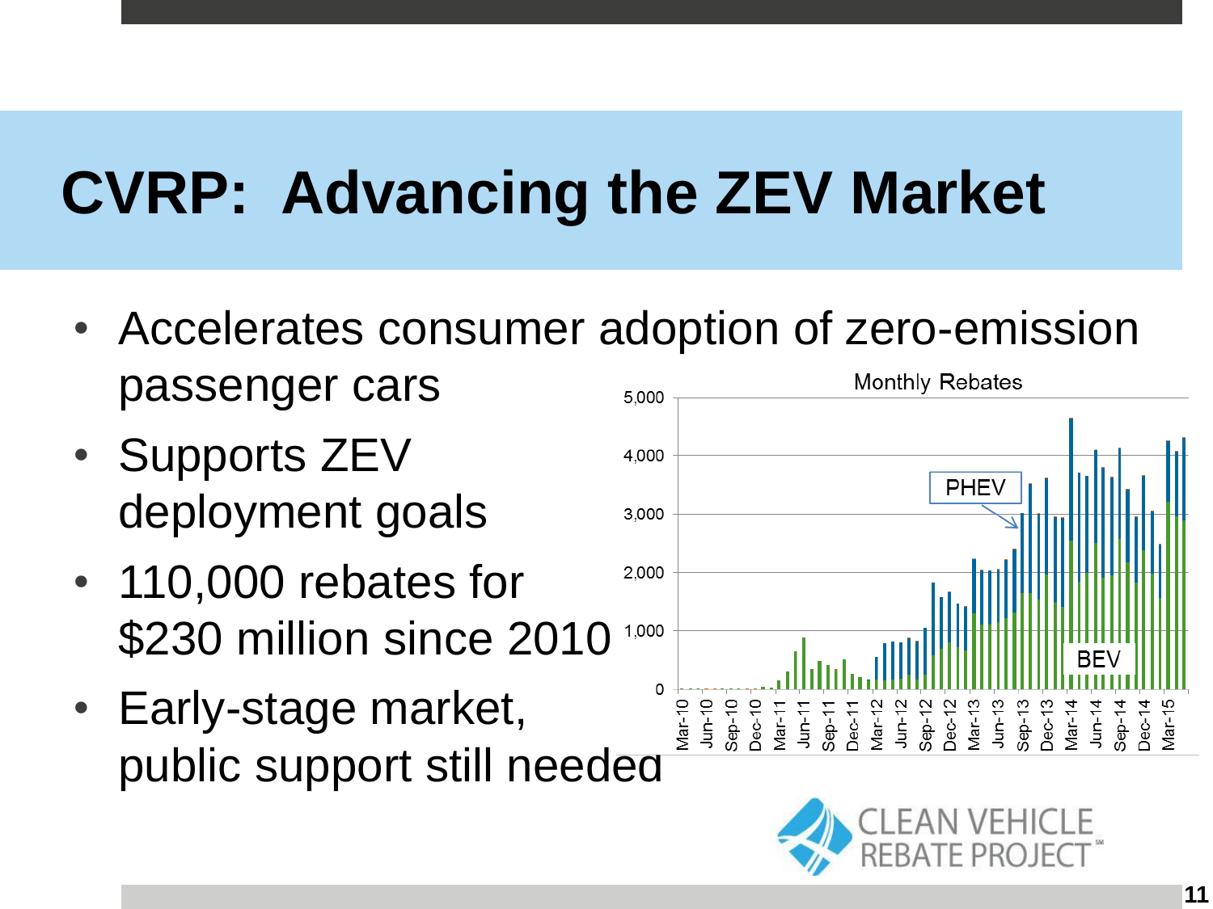# CVRP: Advancing the ZEV Market

- Accelerates consumer adoption of zero-emission passenger cars
- Supports ZEV deployment goals
- 110,000 rebates for $230 million since 2010
- Early-stage market, public support still needed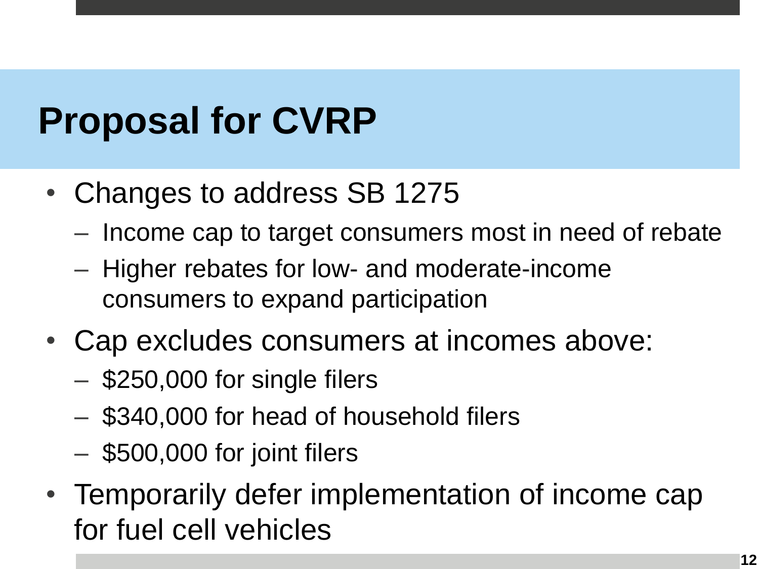# Proposal for CVRP

- Changes to address SB 1275
  - Income cap to target consumers most in need of rebate
  - Higher rebates for low- and moderate-income consumers to expand participation
- Cap excludes consumers at incomes above:
  - $250,000 for single filers
  - $340,000 for head of household filers
  - $500,000 for joint filers
- Temporarily defer implementation of income cap for fuel cell vehicles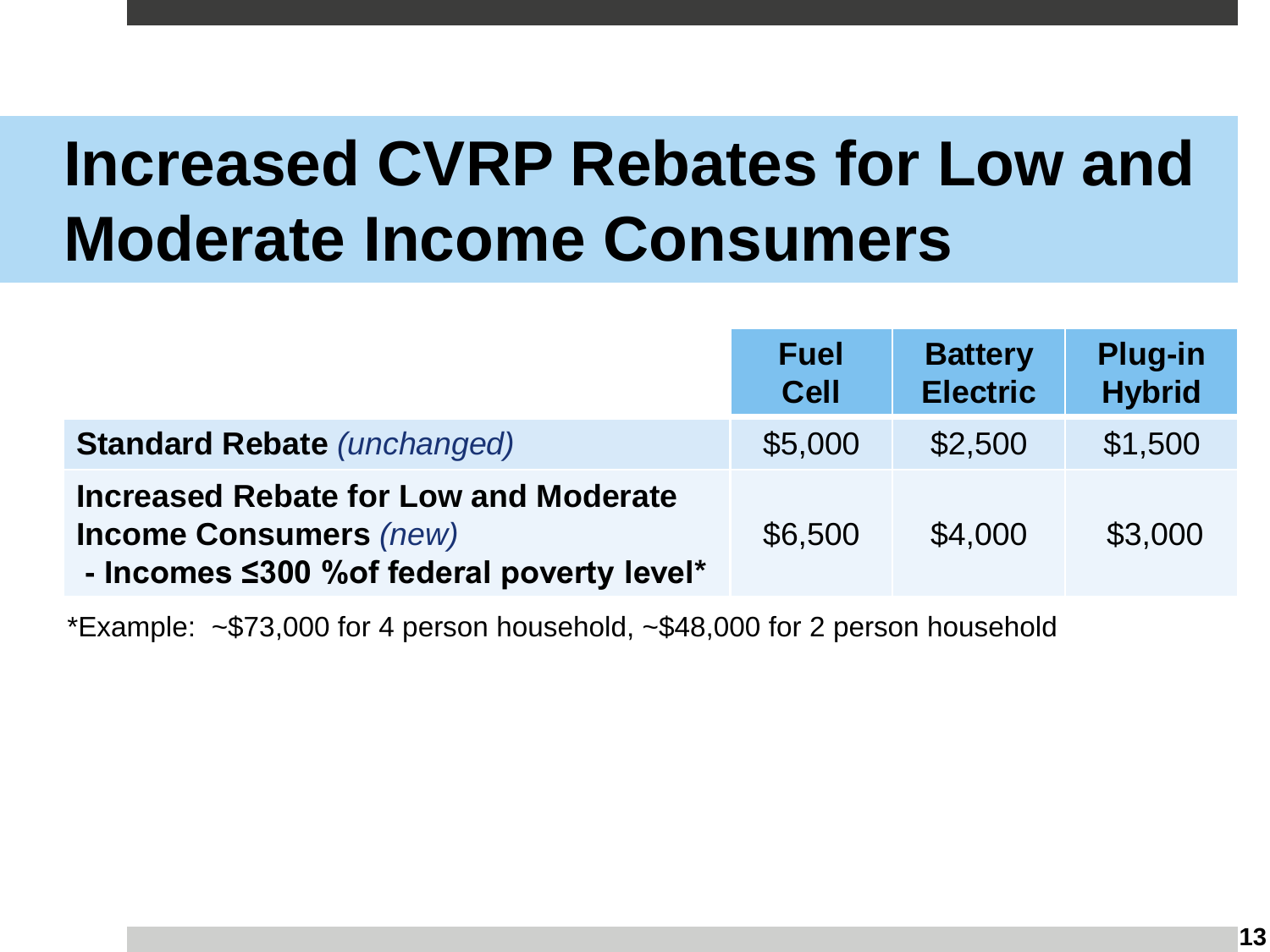# Increased CVRP Rebates for Low and Moderate Income Consumers

| | Fuel Cell | Battery Electric | Plug-in Hybrid |
|---|---|---|---|
| **Standard Rebate** *(unchanged)* | $5,000 | $2,500 | $1,500 |
| **Increased Rebate for Low and Moderate Income Consumers** *(new)* **- Incomes ≤300 %of federal poverty level*** | $6,500 | $4,000 | $3,000 |

*Example: ~$73,000 for 4 person household, ~$48,000 for 2 person household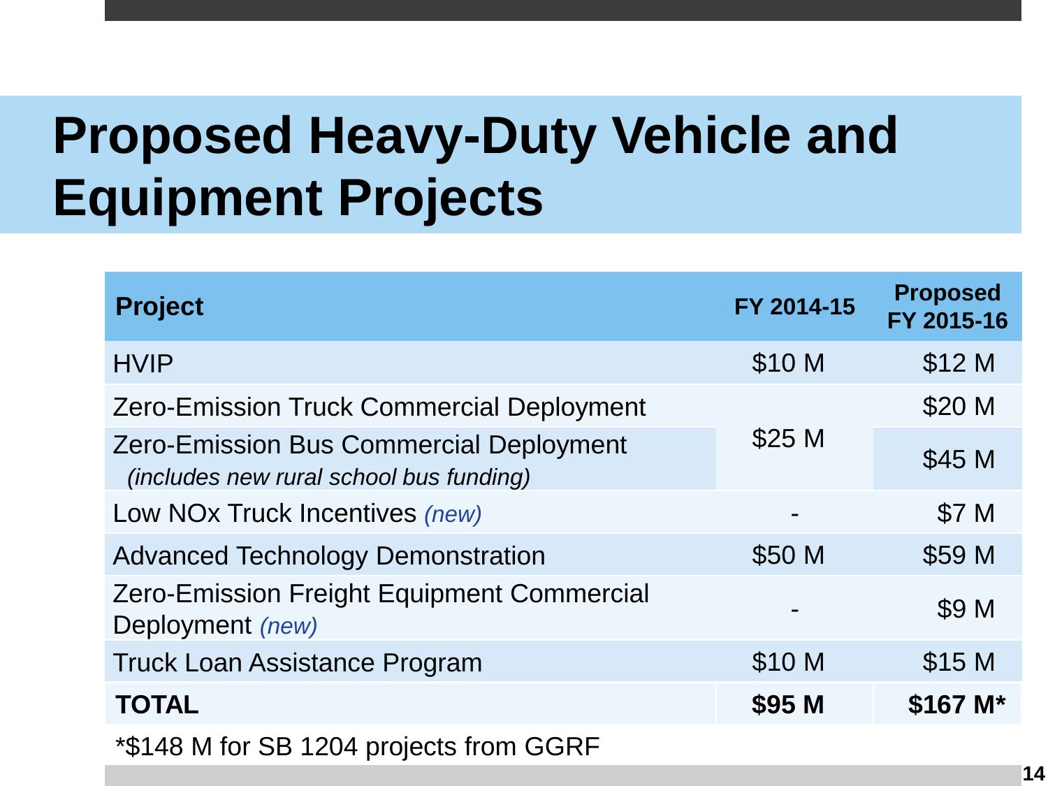# Proposed Heavy-Duty Vehicle and Equipment Projects

| Project | FY 2014-15 | Proposed FY 2015-16 |
|---|---|---|
| HVIP | $10 M | $12 M |
| Zero-Emission Truck Commercial Deployment | $25 M | $20 M |
| Zero-Emission Bus Commercial Deployment *(includes new rural school bus funding)* | | $45 M |
| Low NOx Truck Incentives *(new)* | - | $7 M |
| Advanced Technology Demonstration | $50 M | $59 M |
| Zero-Emission Freight Equipment Commercial Deployment *(new)* | - | $9 M |
| Truck Loan Assistance Program | $10 M | $15 M |
| **TOTAL** | **$95 M** | **$167 M*** |

*$148 M for SB 1204 projects from GGRF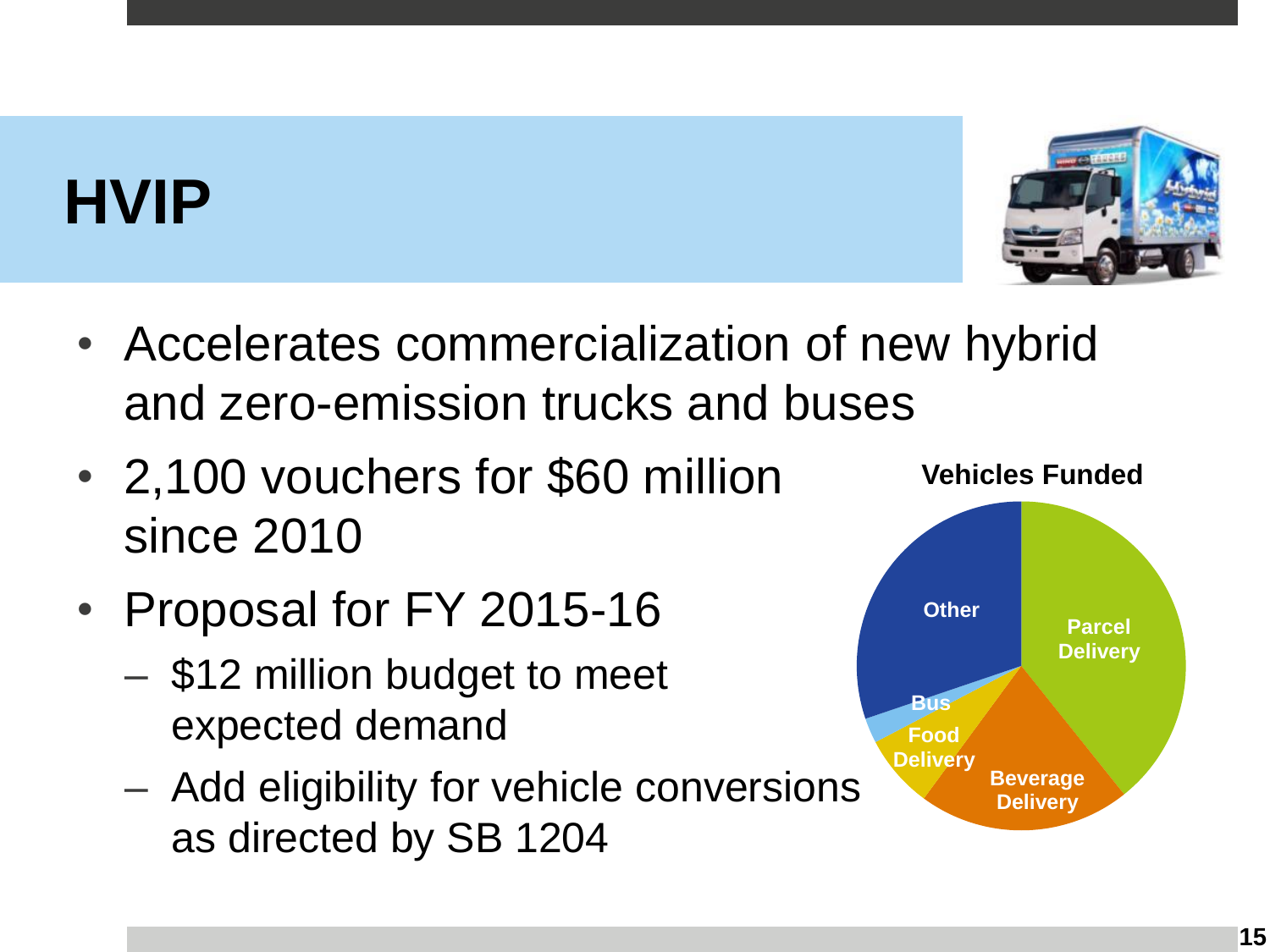# HVIP

- Accelerates commercialization of new hybrid and zero-emission trucks and buses
- 2,100 vouchers for $60 million since 2010
- Proposal for FY 2015-16
  - $12 million budget to meet expected demand
  - Add eligibility for vehicle conversions as directed by SB 1204

**Vehicles Funded**

- Parcel Delivery
- Beverage Delivery
- Food Delivery
- Bus
- Other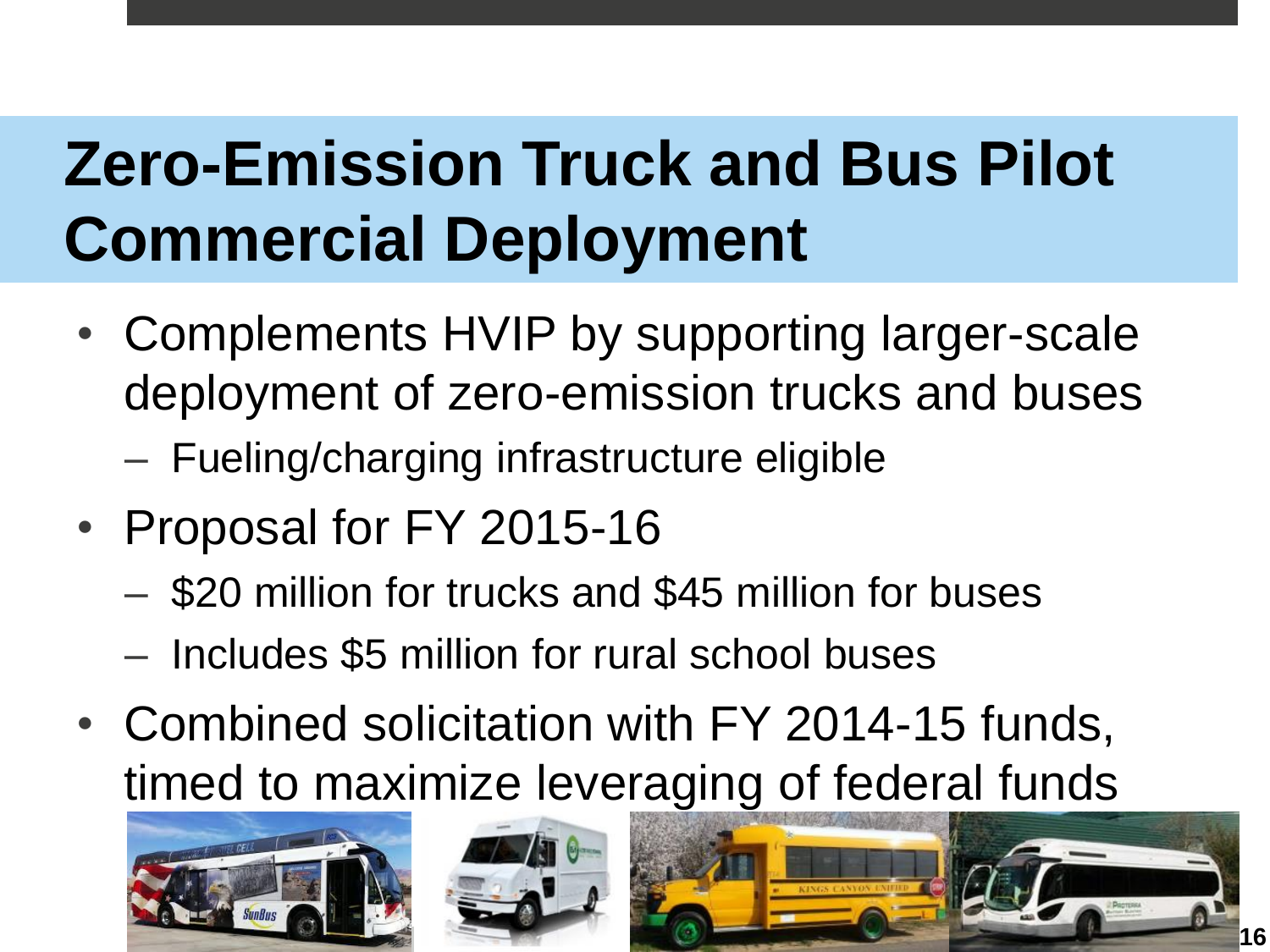# Zero-Emission Truck and Bus Pilot Commercial Deployment

- Complements HVIP by supporting larger-scale deployment of zero-emission trucks and buses
  - Fueling/charging infrastructure eligible
- Proposal for FY 2015-16
  - $20 million for trucks and $45 million for buses
  - Includes $5 million for rural school buses
- Combined solicitation with FY 2014-15 funds, timed to maximize leveraging of federal funds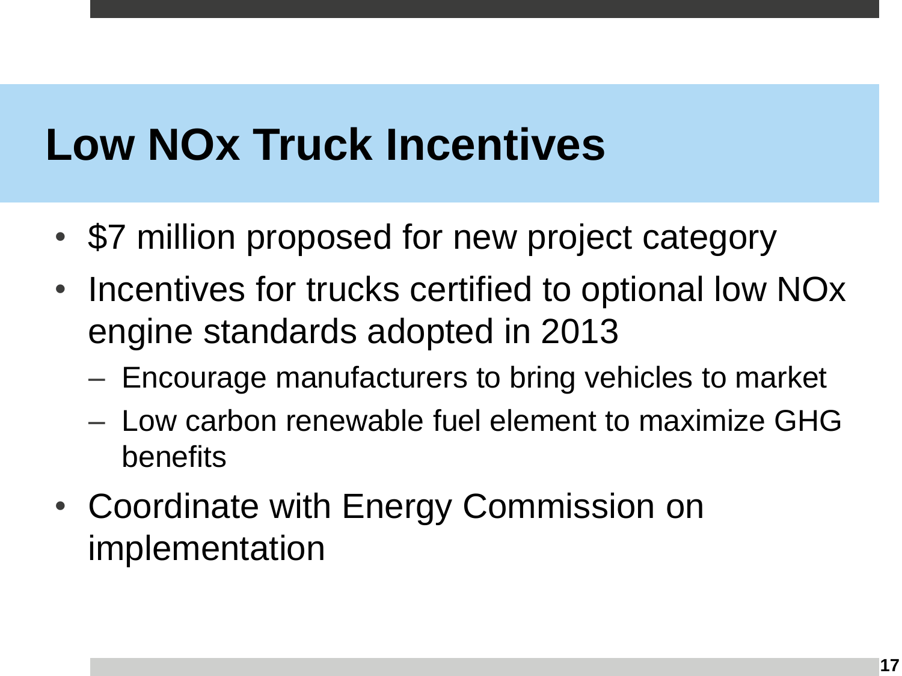# Low NOx Truck Incentives

- $7 million proposed for new project category
- Incentives for trucks certified to optional low NOx engine standards adopted in 2013
  - Encourage manufacturers to bring vehicles to market
  - Low carbon renewable fuel element to maximize GHG benefits
- Coordinate with Energy Commission on implementation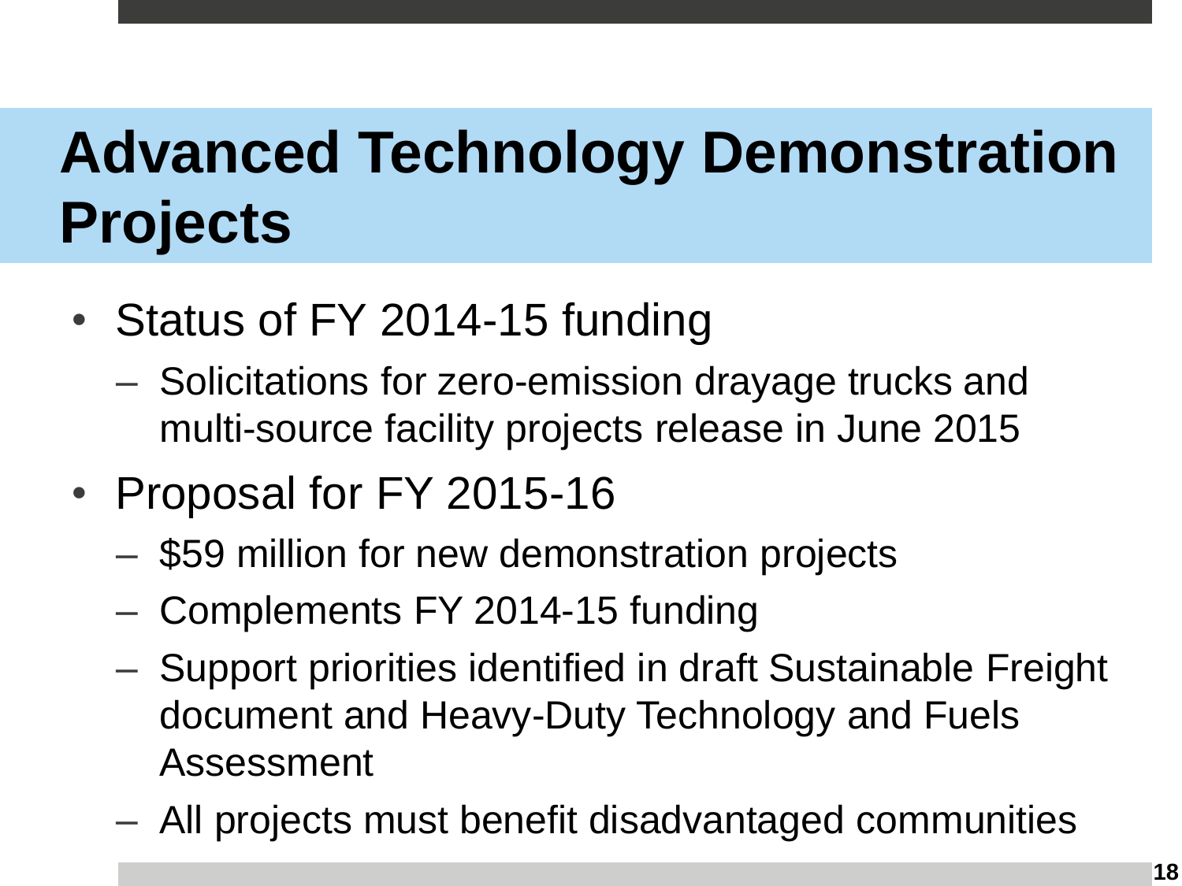# Advanced Technology Demonstration Projects

- Status of FY 2014-15 funding
  - Solicitations for zero-emission drayage trucks and multi-source facility projects release in June 2015
- Proposal for FY 2015-16
  - $59 million for new demonstration projects
  - Complements FY 2014-15 funding
  - Support priorities identified in draft Sustainable Freight document and Heavy-Duty Technology and Fuels Assessment
  - All projects must benefit disadvantaged communities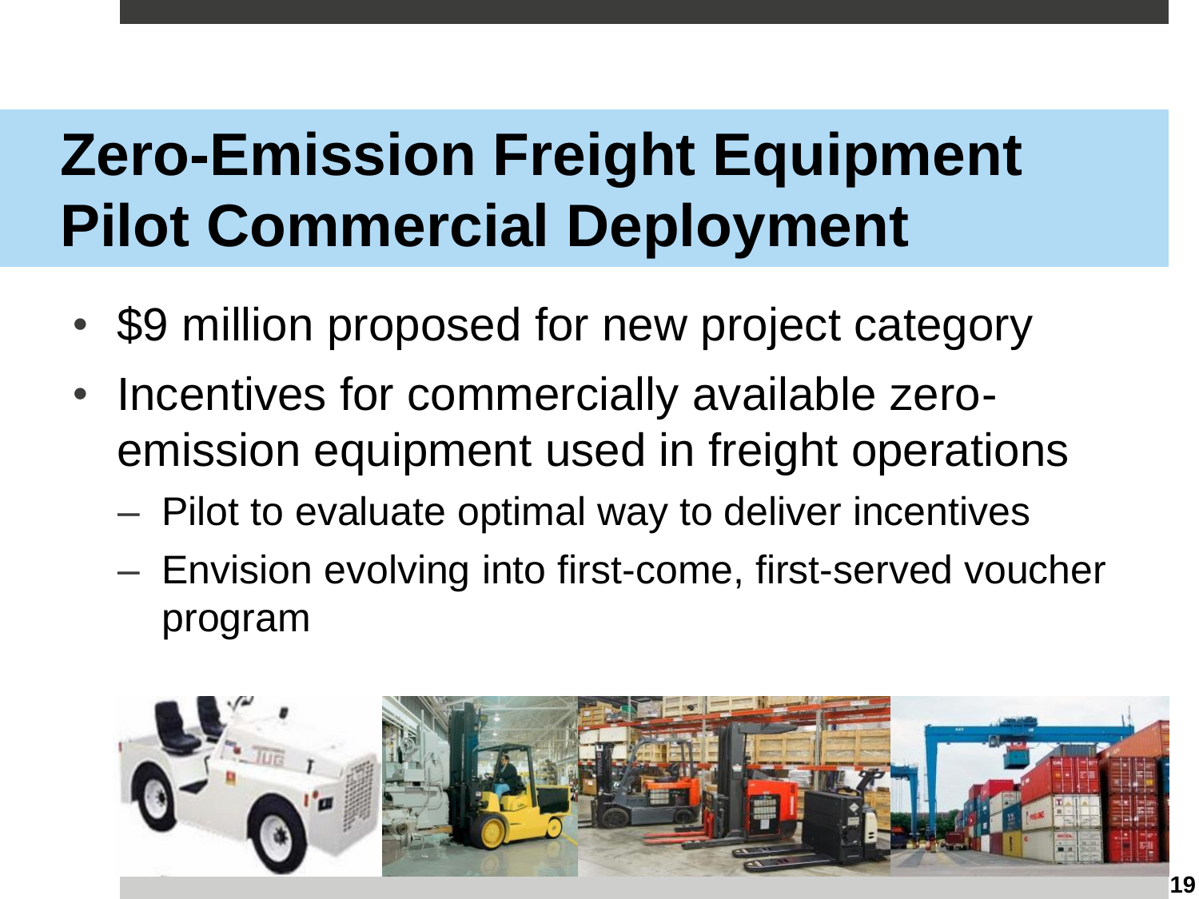# Zero-Emission Freight Equipment Pilot Commercial Deployment

- $9 million proposed for new project category
- Incentives for commercially available zero-emission equipment used in freight operations
  - Pilot to evaluate optimal way to deliver incentives
  - Envision evolving into first-come, first-served voucher program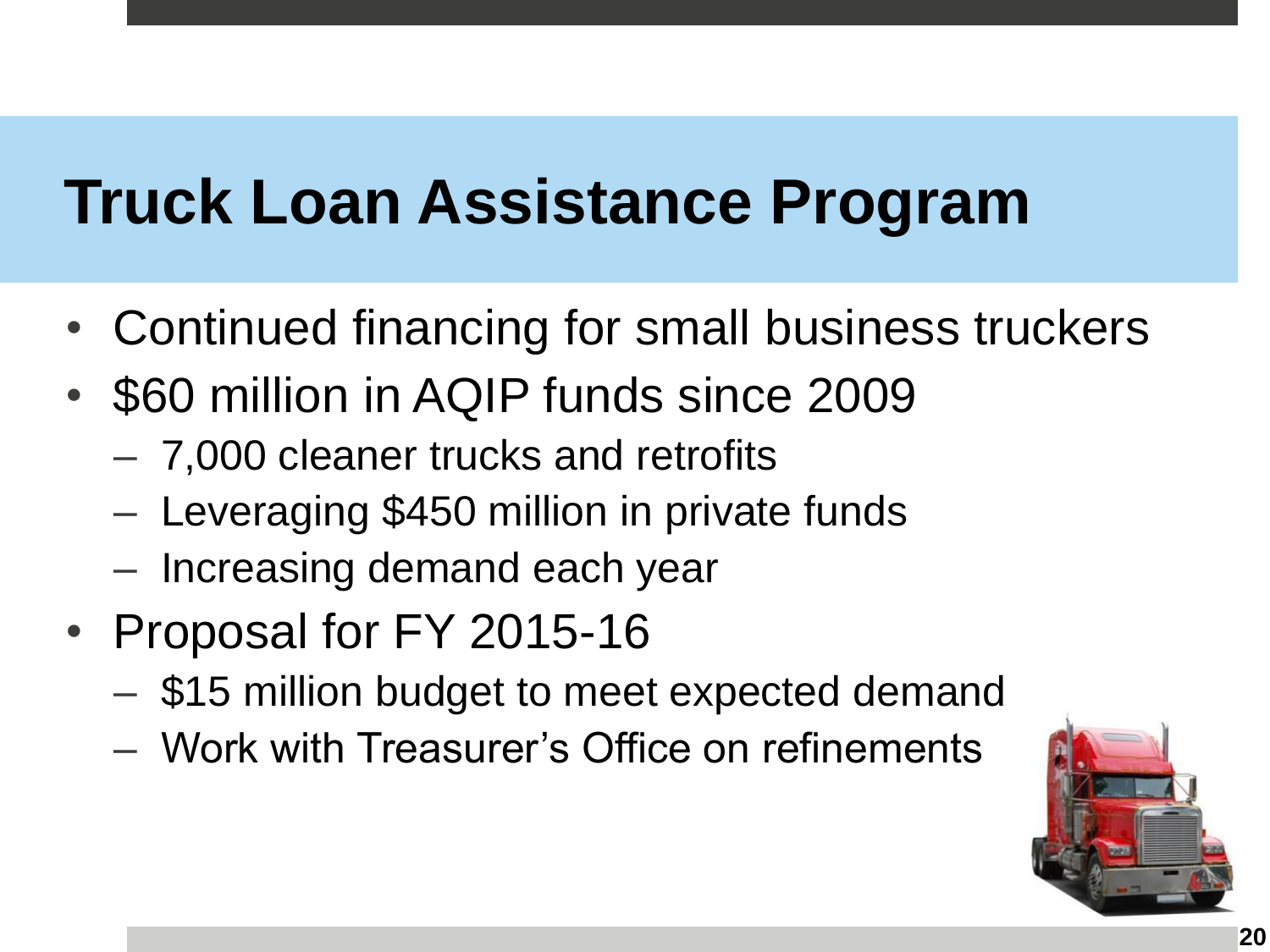# Truck Loan Assistance Program

- Continued financing for small business truckers
- $60 million in AQIP funds since 2009
  - 7,000 cleaner trucks and retrofits
  - Leveraging $450 million in private funds
  - Increasing demand each year
- Proposal for FY 2015-16
  - $15 million budget to meet expected demand
  - Work with Treasurer's Office on refinements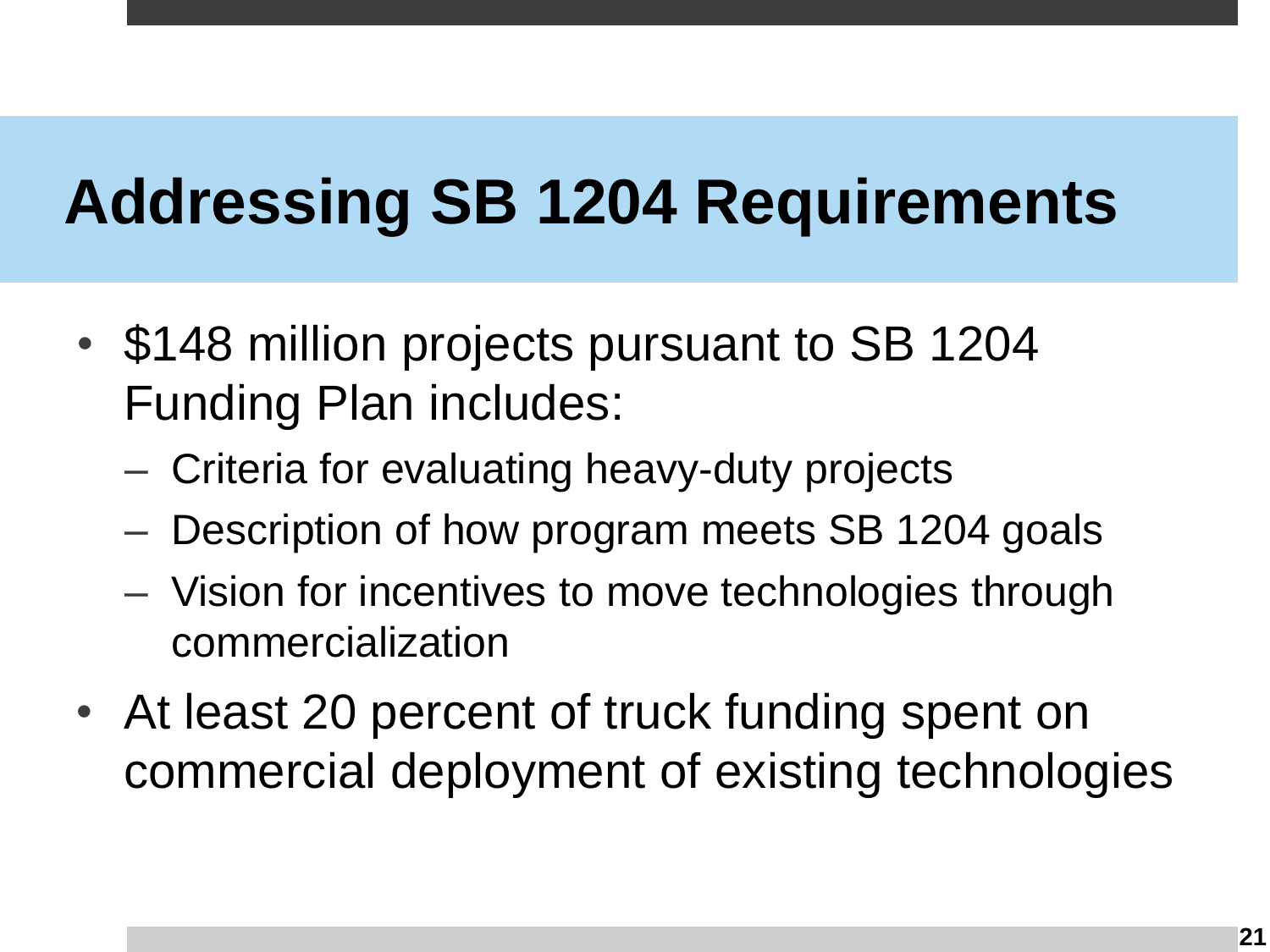# Addressing SB 1204 Requirements

- $148 million projects pursuant to SB 1204 Funding Plan includes:
  - Criteria for evaluating heavy-duty projects
  - Description of how program meets SB 1204 goals
  - Vision for incentives to move technologies through commercialization
- At least 20 percent of truck funding spent on commercial deployment of existing technologies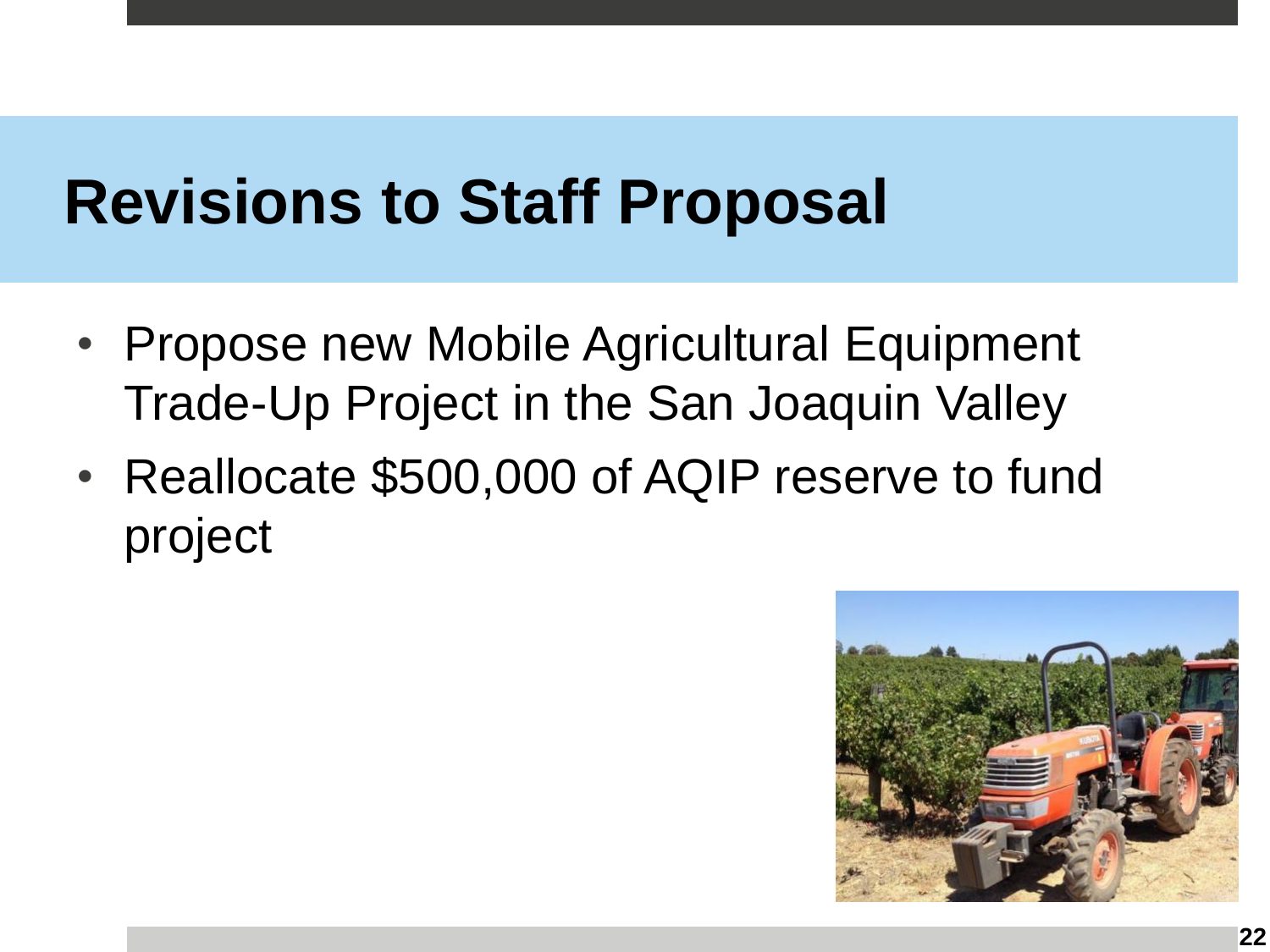# Revisions to Staff Proposal

- Propose new Mobile Agricultural Equipment Trade-Up Project in the San Joaquin Valley
- Reallocate $500,000 of AQIP reserve to fund project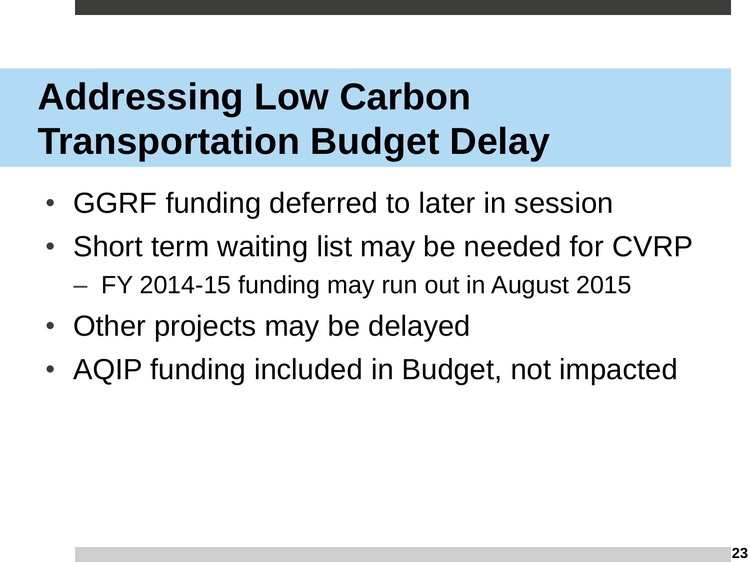# Addressing Low Carbon Transportation Budget Delay

- GGRF funding deferred to later in session
- Short term waiting list may be needed for CVRP
  - FY 2014-15 funding may run out in August 2015
- Other projects may be delayed
- AQIP funding included in Budget, not impacted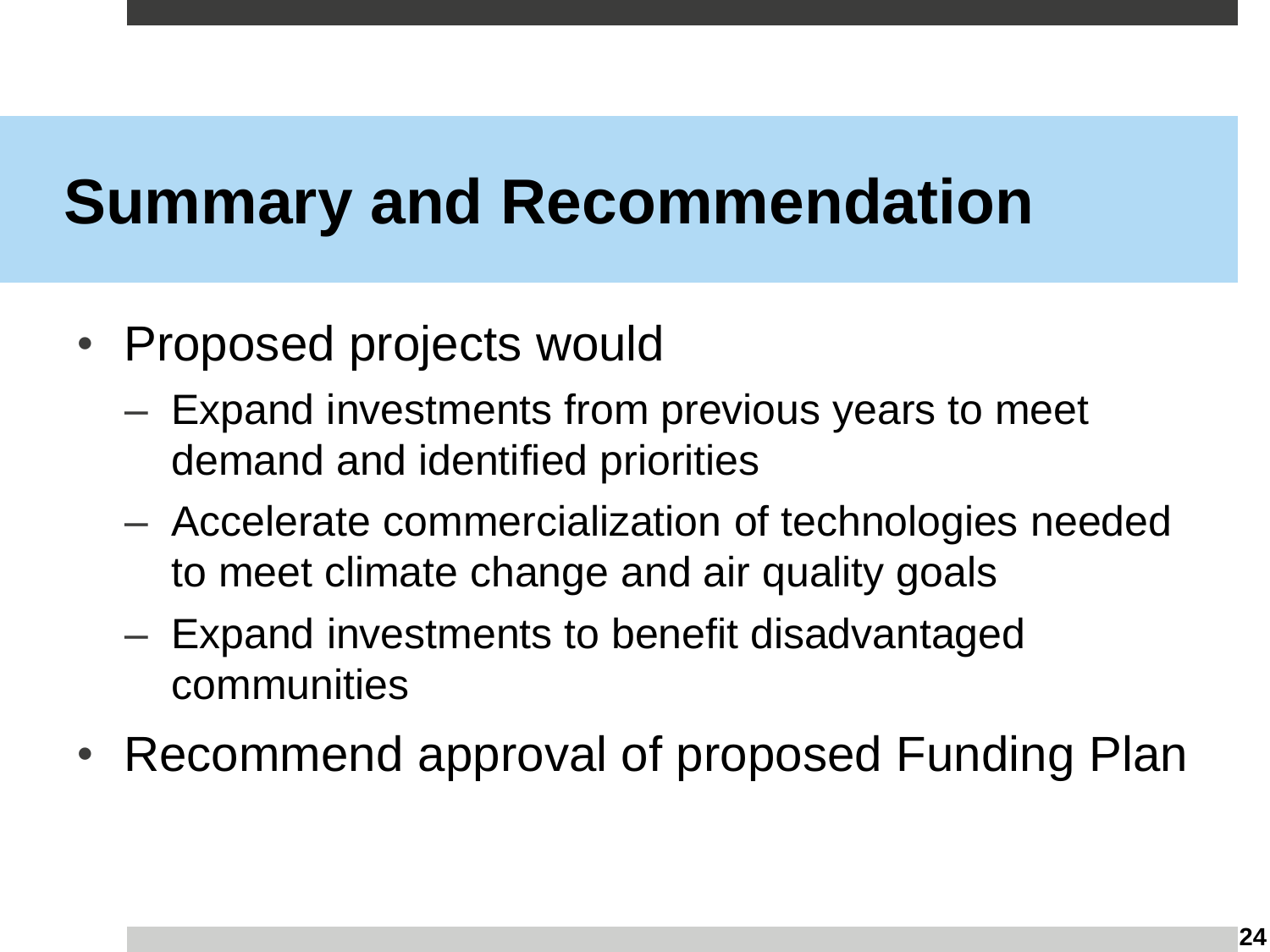# Summary and Recommendation

- Proposed projects would
  - Expand investments from previous years to meet demand and identified priorities
  - Accelerate commercialization of technologies needed to meet climate change and air quality goals
  - Expand investments to benefit disadvantaged communities
- Recommend approval of proposed Funding Plan